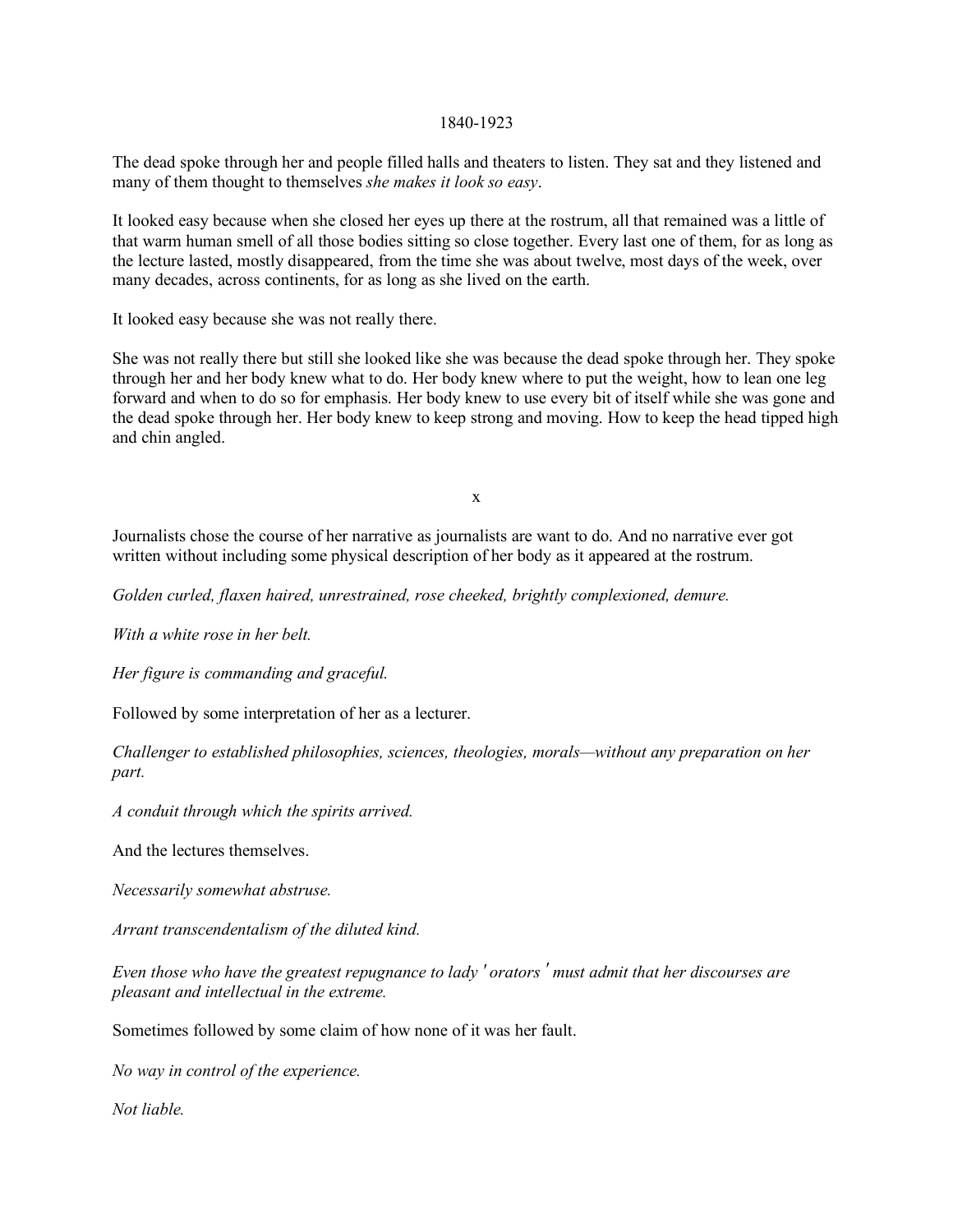1840-1923

The dead spoke through her and people filled halls and theaters to listen. They sat and they listened and many of them thought to themselves *she makes it look so easy*.

It looked easy because when she closed her eyes up there at the rostrum, all that remained was a little of that warm human smell of all those bodies sitting so close together. Every last one of them, for as long as the lecture lasted, mostly disappeared, from the time she was about twelve, most days of the week, over many decades, across continents, for as long as she lived on the earth.

It looked easy because she was not really there.

She was not really there but still she looked like she was because the dead spoke through her. They spoke through her and her body knew what to do. Her body knew where to put the weight, how to lean one leg forward and when to do so for emphasis. Her body knew to use every bit of itself while she was gone and the dead spoke through her. Her body knew to keep strong and moving. How to keep the head tipped high and chin angled.

x

Journalists chose the course of her narrative as journalists are want to do. And no narrative ever got written without including some physical description of her body as it appeared at the rostrum.

*Golden curled, flaxen haired, unrestrained, rose cheeked, brightly complexioned, demure.*

*With a white rose in her belt.*

*Her figure is commanding and graceful.*

Followed by some interpretation of her as a lecturer.

*Challenger to established philosophies, sciences, theologies, morals—without any preparation on her part.*

*A conduit through which the spirits arrived.*

And the lectures themselves.

*Necessarily somewhat abstruse.*

*Arrant transcendentalism of the diluted kind.*

*Even those who have the greatest repugnance to lady 'orators' must admit that her discourses are pleasant and intellectual in the extreme.*

Sometimes followed by some claim of how none of it was her fault.

*No way in control of the experience.*

*Not liable.*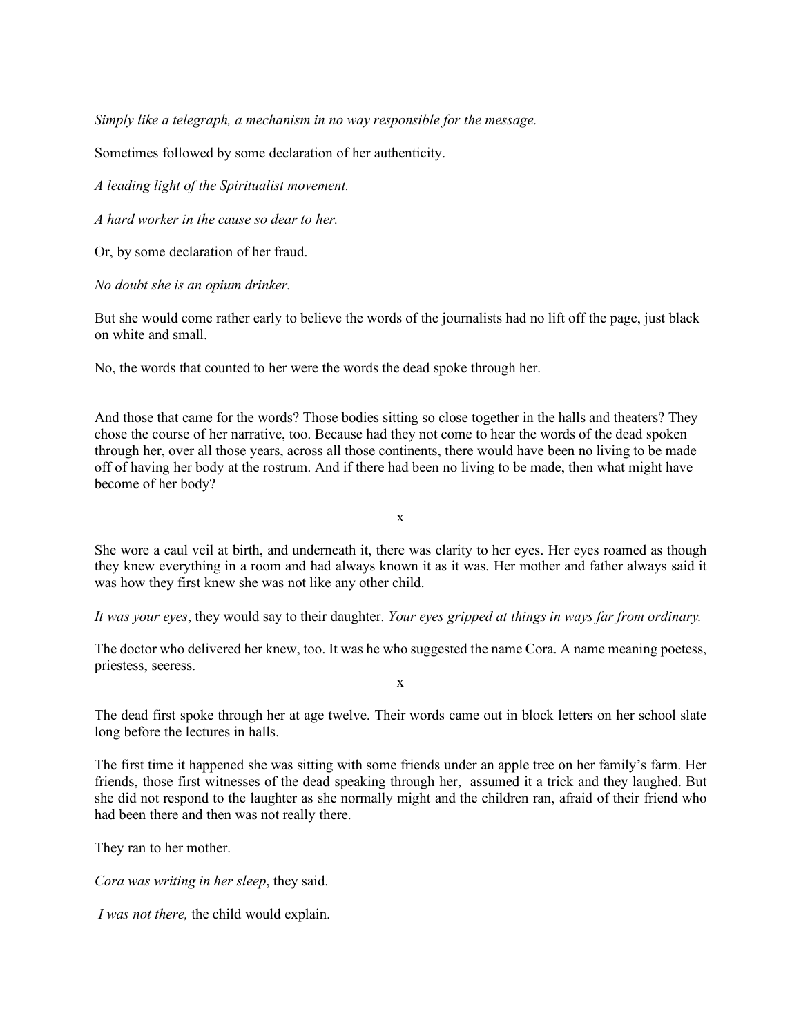*Simply like a telegraph, a mechanism in no way responsible for the message.*

Sometimes followed by some declaration of her authenticity.

*A leading light of the Spiritualist movement.*

*A hard worker in the cause so dear to her.*

Or, by some declaration of her fraud.

*No doubt she is an opium drinker.*

But she would come rather early to believe the words of the journalists had no lift off the page, just black on white and small.

No, the words that counted to her were the words the dead spoke through her.

And those that came for the words? Those bodies sitting so close together in the halls and theaters? They chose the course of her narrative, too. Because had they not come to hear the words of the dead spoken through her, over all those years, across all those continents, there would have been no living to be made off of having her body at the rostrum. And if there had been no living to be made, then what might have become of her body?

x

She wore a caul veil at birth, and underneath it, there was clarity to her eyes. Her eyes roamed as though they knew everything in a room and had always known it as it was. Her mother and father always said it was how they first knew she was not like any other child.

*It was your eyes*, they would say to their daughter. *Your eyes gripped at things in ways far from ordinary.*

The doctor who delivered her knew, too. It was he who suggested the name Cora. A name meaning poetess, priestess, seeress.

x

The dead first spoke through her at age twelve. Their words came out in block letters on her school slate long before the lectures in halls.

The first time it happened she was sitting with some friends under an apple tree on her family's farm. Her friends, those first witnesses of the dead speaking through her, assumed it a trick and they laughed. But she did not respond to the laughter as she normally might and the children ran, afraid of their friend who had been there and then was not really there.

They ran to her mother.

*Cora was writing in her sleep*, they said.

*I was not there,* the child would explain.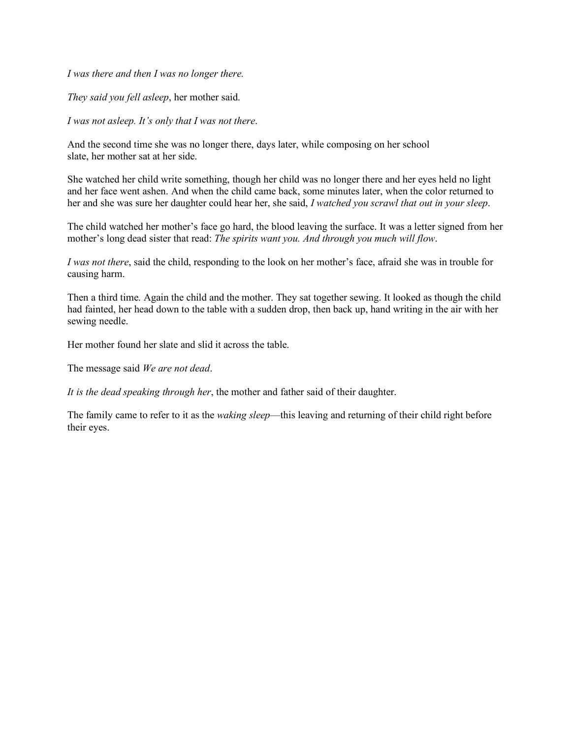*I was there and then I was no longer there.*

*They said you fell asleep*, her mother said.

*I was not asleep. It's only that I was not there*.

And the second time she was no longer there, days later, while composing on her school slate, her mother sat at her side.

She watched her child write something, though her child was no longer there and her eyes held no light and her face went ashen. And when the child came back, some minutes later, when the color returned to her and she was sure her daughter could hear her, she said, *I watched you scrawl that out in your sleep*.

The child watched her mother's face go hard, the blood leaving the surface. It was a letter signed from her mother's long dead sister that read: *The spirits want you. And through you much will flow*.

*I was not there*, said the child, responding to the look on her mother's face, afraid she was in trouble for causing harm.

Then a third time. Again the child and the mother. They sat together sewing. It looked as though the child had fainted, her head down to the table with a sudden drop, then back up, hand writing in the air with her sewing needle.

Her mother found her slate and slid it across the table.

The message said *We are not dead*.

*It is the dead speaking through her*, the mother and father said of their daughter.

The family came to refer to it as the *waking sleep*—this leaving and returning of their child right before their eyes.